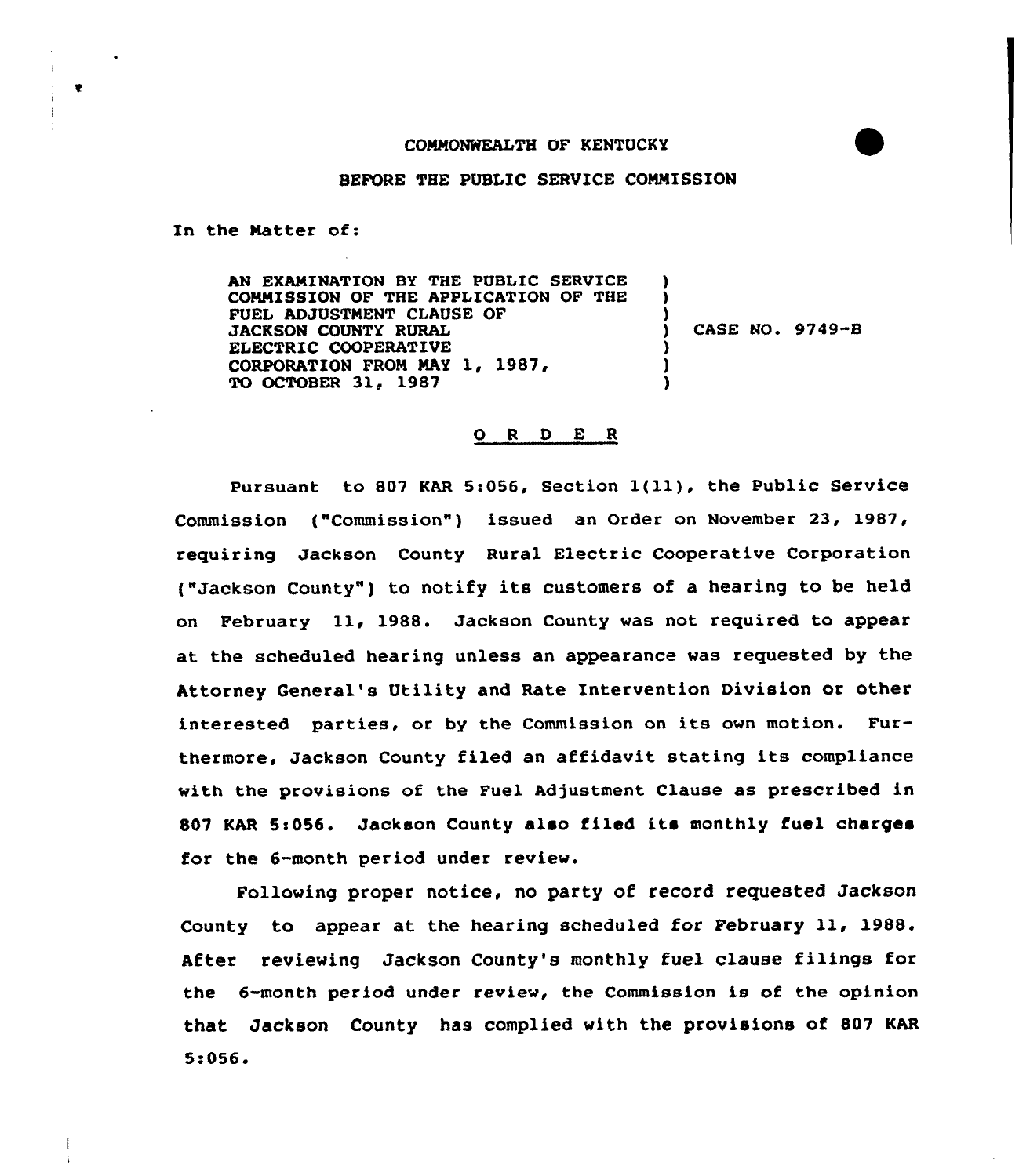COMMONWEALTH OF KENTUCKY

BEFORE THE PUBLIC SERVICE COMMISSION

In the Matter of:

| | |
|---|---|
| AN EXAMINATION BY THE PUBLIC SERVICE COMMISSION OF THE APPLICATION OF THE FUEL ADJUSTMENT CLAUSE OF JACKSON COUNTY RURAL ELECTRIC COOPERATIVE CORPORATION FROM MAY 1, 1987, TO OCTOBER 31, 1987 | CASE NO. 9749-B |

## O R D E R

Pursuant to 807 KAR 5:056, Section 1(11), the Public Service Commission ("Commission") issued an Order on November 23, 1987, requiring Jackson County Rural Electric Cooperative Corporation ("Jackson County") to notify its customers of a hearing to be held on February 11, 1988. Jackson County was not required to appear at the scheduled hearing unless an appearance was requested by the Attorney General's Utility and Rate Intervention Division or other interested parties, or by the Commission on its own motion. Furthermore, Jackson County filed an affidavit stating its compliance with the provisions of the Fuel Adjustment Clause as prescribed in 807 KAR 5:056. Jackson County also filed its monthly fuel charges for the 6-month period under review.

Following proper notice, no party of record requested Jackson County to appear at the hearing scheduled for February 11, 1988. After reviewing Jackson County's monthly fuel clause filings for the 6-month period under review, the Commission is of the opinion that Jackson County has complied with the provisions of 807 KAR 5:056.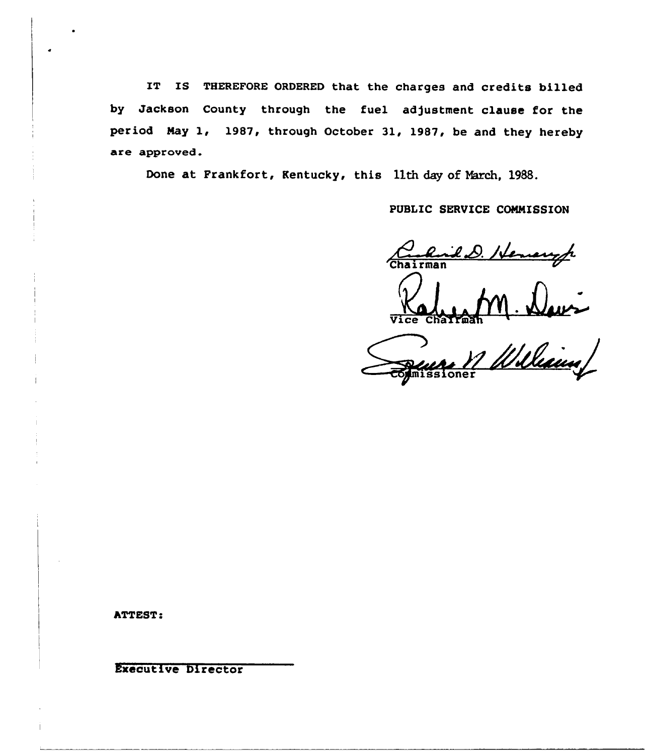IT IS THEREFORE ORDERED that the charges and credits billed by Jackson County through the fuel adjustment clause for the period May 1, 1987, through October 31, 1987, be and they hereby are approved.

Done at Frankfort, Kentucky, this 11th day of March, 1988.

PUBLIC SERVICE COMMISSION

Chairman

Vice Chairman

Commissioner

ATTEST:

Executive Director